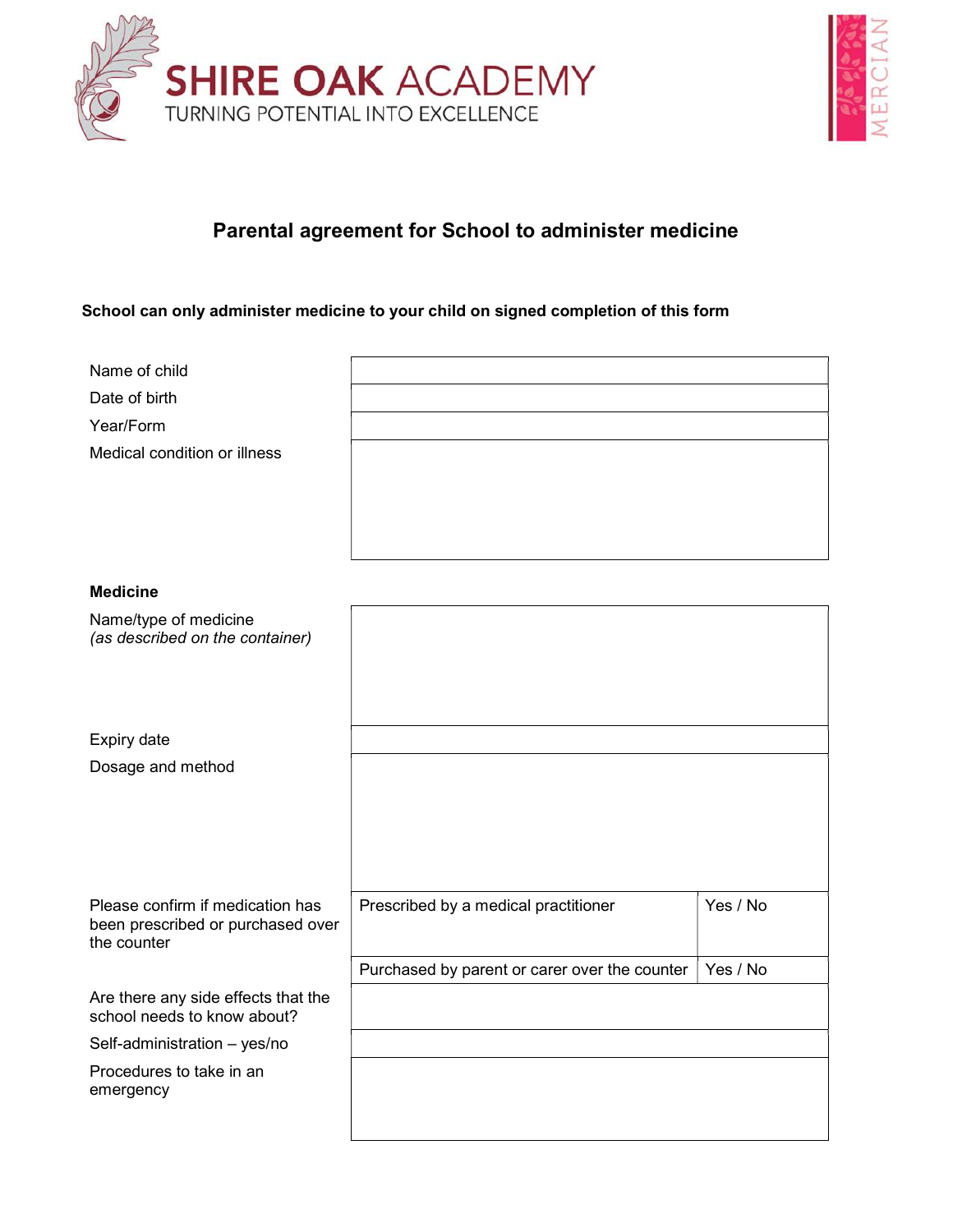SHIRE OAK ACADEMY
TURNING POTENTIAL INTO EXCELLENCE

MERCIAN

## Parental agreement for School to administer medicine

**School can only administer medicine to your child on signed completion of this form**

| | |
|---|---|
| Name of child | |
| Date of birth | |
| Year/Form | |
| Medical condition or illness | |

**Medicine**

| | | |
|---|---|---|
| Name/type of medicine *(as described on the container)* | | |
| Expiry date | | |
| Dosage and method | | |
| Please confirm if medication has been prescribed or purchased over the counter | Prescribed by a medical practitioner | Yes / No |
| | Purchased by parent or carer over the counter | Yes / No |
| Are there any side effects that the school needs to know about? | | |
| Self-administration – yes/no | | |
| Procedures to take in an emergency | | |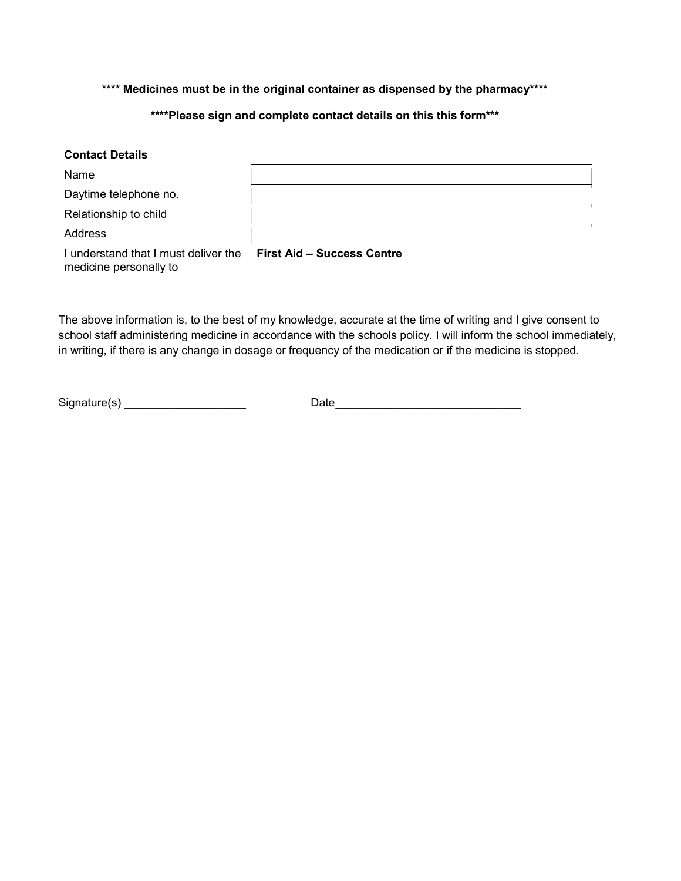**\*\*\*\* Medicines must be in the original container as dispensed by the pharmacy\*\*\*\***

**\*\*\*\*Please sign and complete contact details on this this form\*\*\***

**Contact Details**

| | |
|---|---|
| Name | |
| Daytime telephone no. | |
| Relationship to child | |
| Address | |
| I understand that I must deliver the medicine personally to | **First Aid – Success Centre** |

The above information is, to the best of my knowledge, accurate at the time of writing and I give consent to school staff administering medicine in accordance with the schools policy. I will inform the school immediately, in writing, if there is any change in dosage or frequency of the medication or if the medicine is stopped.

Signature(s) ___________________ Date_____________________________